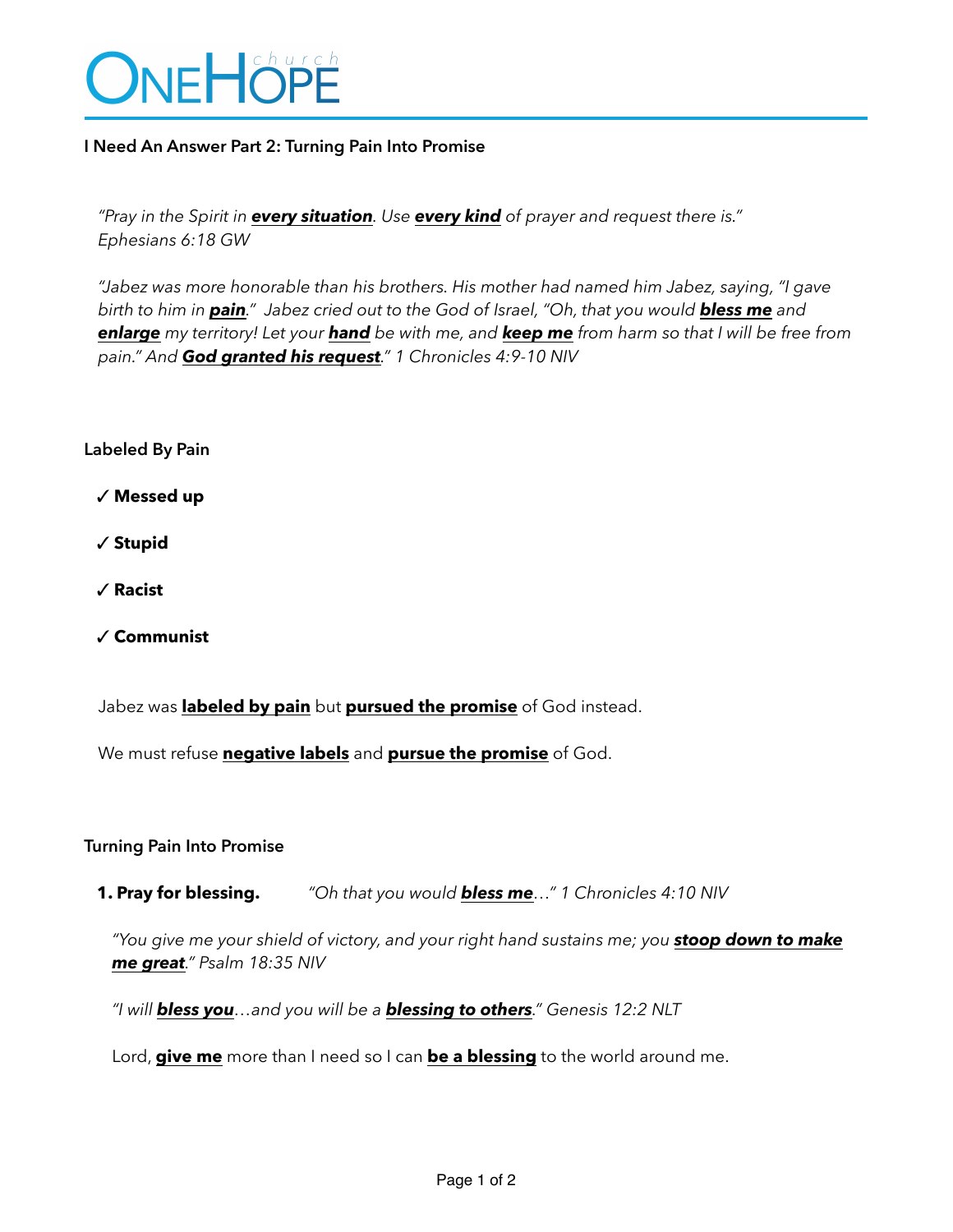# ONEHOPE church

**I Need An Answer Part 2: Turning Pain Into Promise**

*"Pray in the Spirit in **every situation**. Use **every kind** of prayer and request there is." Ephesians 6:18 GW*

*"Jabez was more honorable than his brothers. His mother had named him Jabez, saying, "I gave birth to him in **pain**." Jabez cried out to the God of Israel, "Oh, that you would **bless me** and **enlarge** my territory! Let your **hand** be with me, and **keep me** from harm so that I will be free from pain." And **God granted his request**." 1 Chronicles 4:9-10 NIV*

**Labeled By Pain**

✓ **Messed up**

✓ **Stupid**

✓ **Racist**

✓ **Communist**

Jabez was **labeled by pain** but **pursued the promise** of God instead.

We must refuse **negative labels** and **pursue the promise** of God.

**Turning Pain Into Promise**

**1. Pray for blessing.** *"Oh that you would **bless me**…" 1 Chronicles 4:10 NIV*

*"You give me your shield of victory, and your right hand sustains me; you **stoop down to make me great**." Psalm 18:35 NIV*

*"I will **bless you**…and you will be a **blessing to others**." Genesis 12:2 NLT*

Lord, **give me** more than I need so I can **be a blessing** to the world around me.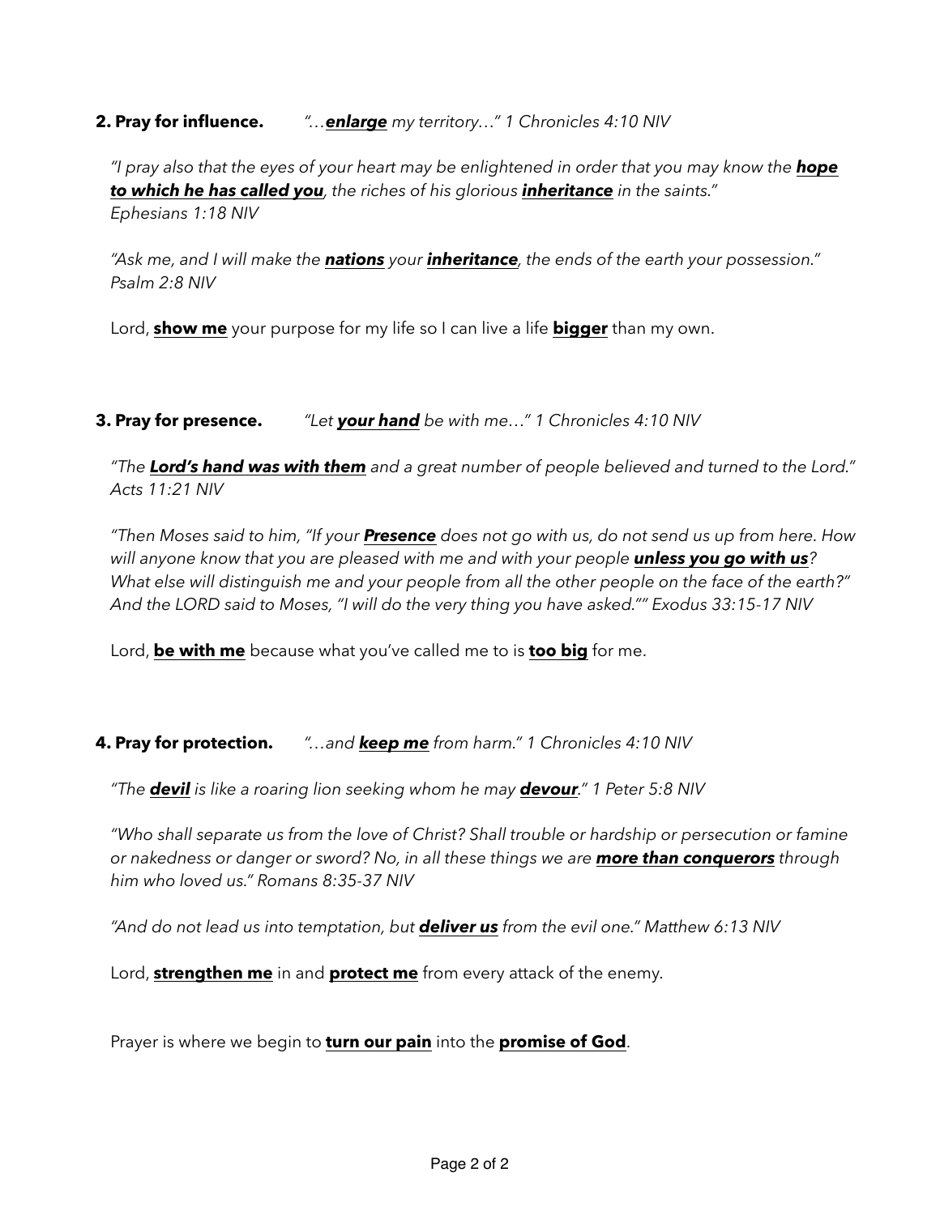**2. Pray for influence.** *"…**enlarge** my territory…" 1 Chronicles 4:10 NIV*

*"I pray also that the eyes of your heart may be enlightened in order that you may know the **hope to which he has called you**, the riches of his glorious **inheritance** in the saints." Ephesians 1:18 NIV*

*"Ask me, and I will make the **nations** your **inheritance**, the ends of the earth your possession." Psalm 2:8 NIV*

Lord, **show me** your purpose for my life so I can live a life **bigger** than my own.

**3. Pray for presence.** *"Let **your hand** be with me…" 1 Chronicles 4:10 NIV*

*"The **Lord's hand was with them** and a great number of people believed and turned to the Lord." Acts 11:21 NIV*

*"Then Moses said to him, "If your **Presence** does not go with us, do not send us up from here. How will anyone know that you are pleased with me and with your people **unless you go with us**? What else will distinguish me and your people from all the other people on the face of the earth?" And the LORD said to Moses, "I will do the very thing you have asked."" Exodus 33:15-17 NIV*

Lord, **be with me** because what you've called me to is **too big** for me.

**4. Pray for protection.** *"…and **keep me** from harm." 1 Chronicles 4:10 NIV*

*"The **devil** is like a roaring lion seeking whom he may **devour**." 1 Peter 5:8 NIV*

*"Who shall separate us from the love of Christ? Shall trouble or hardship or persecution or famine or nakedness or danger or sword? No, in all these things we are **more than conquerors** through him who loved us." Romans 8:35-37 NIV*

*"And do not lead us into temptation, but **deliver us** from the evil one." Matthew 6:13 NIV*

Lord, **strengthen me** in and **protect me** from every attack of the enemy.

Prayer is where we begin to **turn our pain** into the **promise of God**.